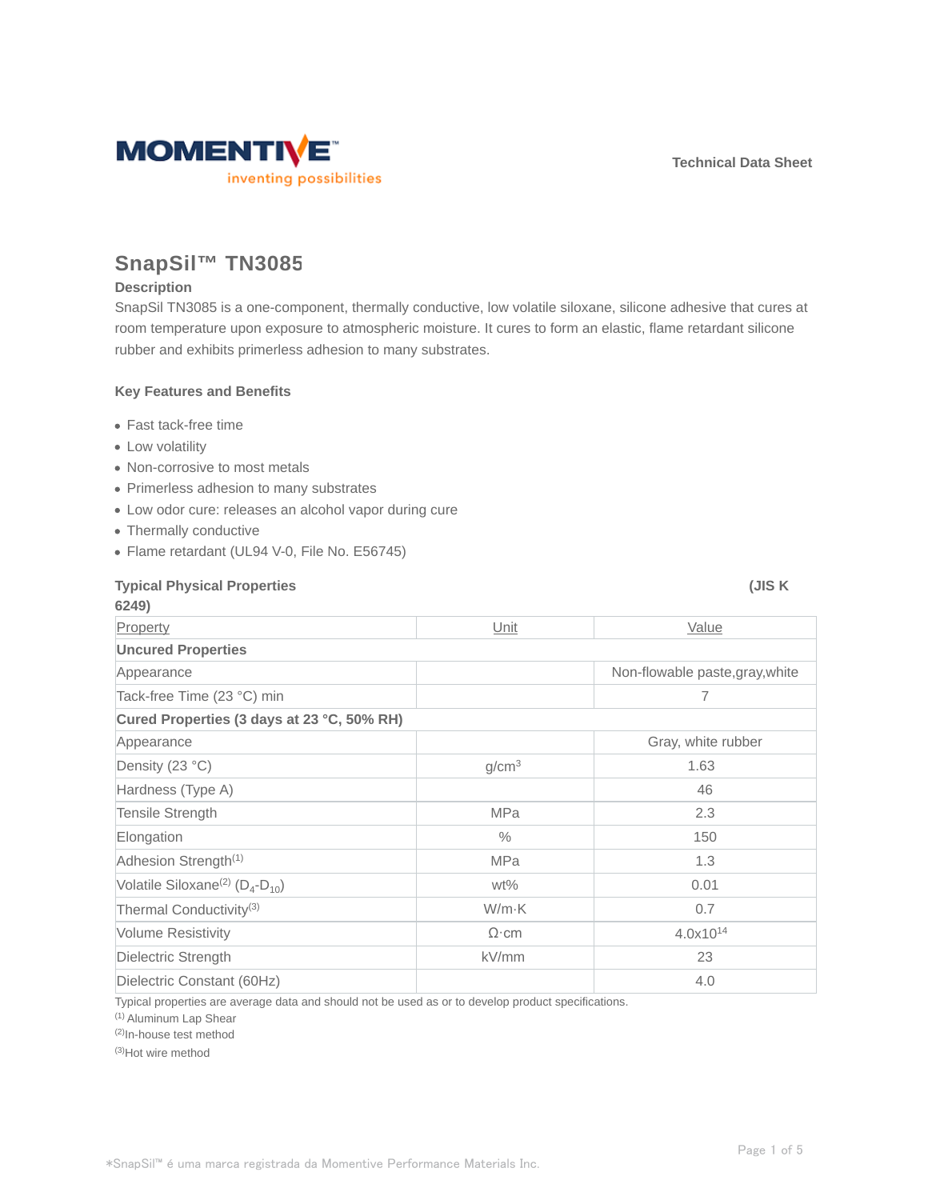Technical Data Sheet

# SnapSil™ TN3085

## Description

SnapSil TN3085 is a one-component, thermally conductive, low volatile siloxane, silicone adhesive that cures at room temperature upon exposure to atmospheric moisture. It cures to form an elastic, flame retardant silicone rubber and exhibits primerless adhesion to many substrates.

## Key Features and Benefits

- Fast tack-free time
- Low volatility
- Non-corrosive to most metals
- Primerless adhesion to many substrates
- Low odor cure: releases an alcohol vapor during cure
- Thermally conductive
- Flame retardant (UL94 V-0, File No. E56745)

## Typical Physical Properties (JIS K 6249)

| Property | Unit | Value |
|---|---|---|
| **Uncured Properties** | | |
| Appearance | | Non-flowable paste,gray,white |
| Tack-free Time (23 °C) min | | 7 |
| **Cured Properties (3 days at 23 °C, 50% RH)** | | |
| Appearance | | Gray, white rubber |
| Density (23 °C) | $g/cm^3$ | 1.63 |
| Hardness (Type A) | | 46 |
| Tensile Strength | MPa | 2.3 |
| Elongation | % | 150 |
| Adhesion Strength[1] | MPa | 1.3 |
| Volatile Siloxane[2] ($D_4$-$D_{10}$) | wt% | 0.01 |
| Thermal Conductivity[3] | W/m·K | 0.7 |
| Volume Resistivity | Ω·cm | $4.0 \times 10^{14}$ |
| Dielectric Strength | kV/mm | 23 |
| Dielectric Constant (60Hz) | | 4.0 |

Typical properties are average data and should not be used as or to develop product specifications.

[1] Aluminum Lap Shear

[2] In-house test method

[3] Hot wire method

*SnapSil™ é uma marca registrada da Momentive Performance Materials Inc.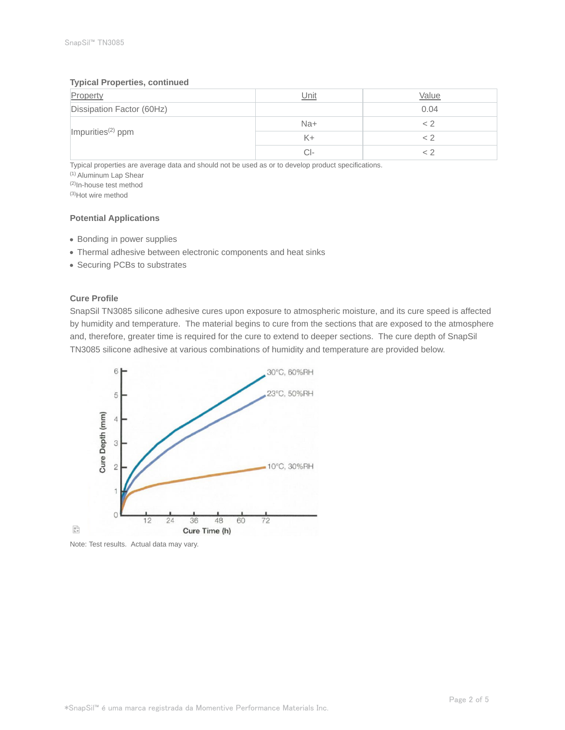### Typical Properties, continued

| Property | Unit | Value |
|---|---|---|
| Dissipation Factor (60Hz) | | 0.04 |
| Impurities[2] ppm | Na+ | < 2 |
| | K+ | < 2 |
| | Cl- | < 2 |

Typical properties are average data and should not be used as or to develop product specifications.

[1] Aluminum Lap Shear

[2] In-house test method

[3] Hot wire method

### Potential Applications

- Bonding in power supplies
- Thermal adhesive between electronic components and heat sinks
- Securing PCBs to substrates

### Cure Profile

SnapSil TN3085 silicone adhesive cures upon exposure to atmospheric moisture, and its cure speed is affected by humidity and temperature. The material begins to cure from the sections that are exposed to the atmosphere and, therefore, greater time is required for the cure to extend to deeper sections. The cure depth of SnapSil TN3085 silicone adhesive at various combinations of humidity and temperature are provided below.

Note: Test results. Actual data may vary.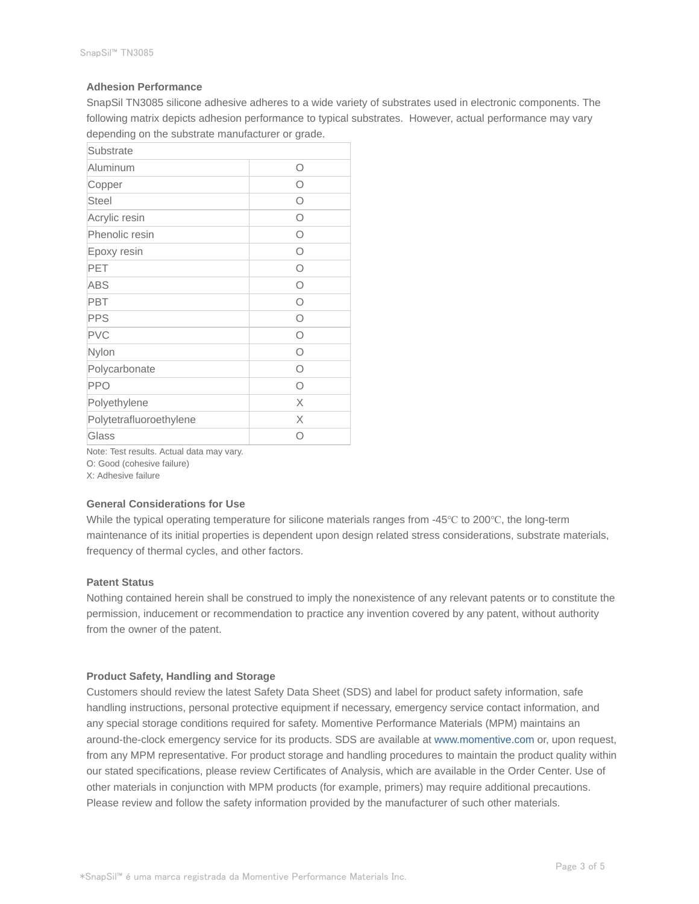## Adhesion Performance

SnapSil TN3085 silicone adhesive adheres to a wide variety of substrates used in electronic components. The following matrix depicts adhesion performance to typical substrates. However, actual performance may vary depending on the substrate manufacturer or grade.

| Substrate | |
|---|---|
| Aluminum | O |
| Copper | O |
| Steel | O |
| Acrylic resin | O |
| Phenolic resin | O |
| Epoxy resin | O |
| PET | O |
| ABS | O |
| PBT | O |
| PPS | O |
| PVC | O |
| Nylon | O |
| Polycarbonate | O |
| PPO | O |
| Polyethylene | X |
| Polytetrafluoroethylene | X |
| Glass | O |

Note: Test results. Actual data may vary.
O: Good (cohesive failure)
X: Adhesive failure

## General Considerations for Use

While the typical operating temperature for silicone materials ranges from -45℃ to 200℃, the long-term maintenance of its initial properties is dependent upon design related stress considerations, substrate materials, frequency of thermal cycles, and other factors.

## Patent Status

Nothing contained herein shall be construed to imply the nonexistence of any relevant patents or to constitute the permission, inducement or recommendation to practice any invention covered by any patent, without authority from the owner of the patent.

## Product Safety, Handling and Storage

Customers should review the latest Safety Data Sheet (SDS) and label for product safety information, safe handling instructions, personal protective equipment if necessary, emergency service contact information, and any special storage conditions required for safety. Momentive Performance Materials (MPM) maintains an around-the-clock emergency service for its products. SDS are available at www.momentive.com or, upon request, from any MPM representative. For product storage and handling procedures to maintain the product quality within our stated specifications, please review Certificates of Analysis, which are available in the Order Center. Use of other materials in conjunction with MPM products (for example, primers) may require additional precautions. Please review and follow the safety information provided by the manufacturer of such other materials.

*SnapSil™ é uma marca registrada da Momentive Performance Materials Inc.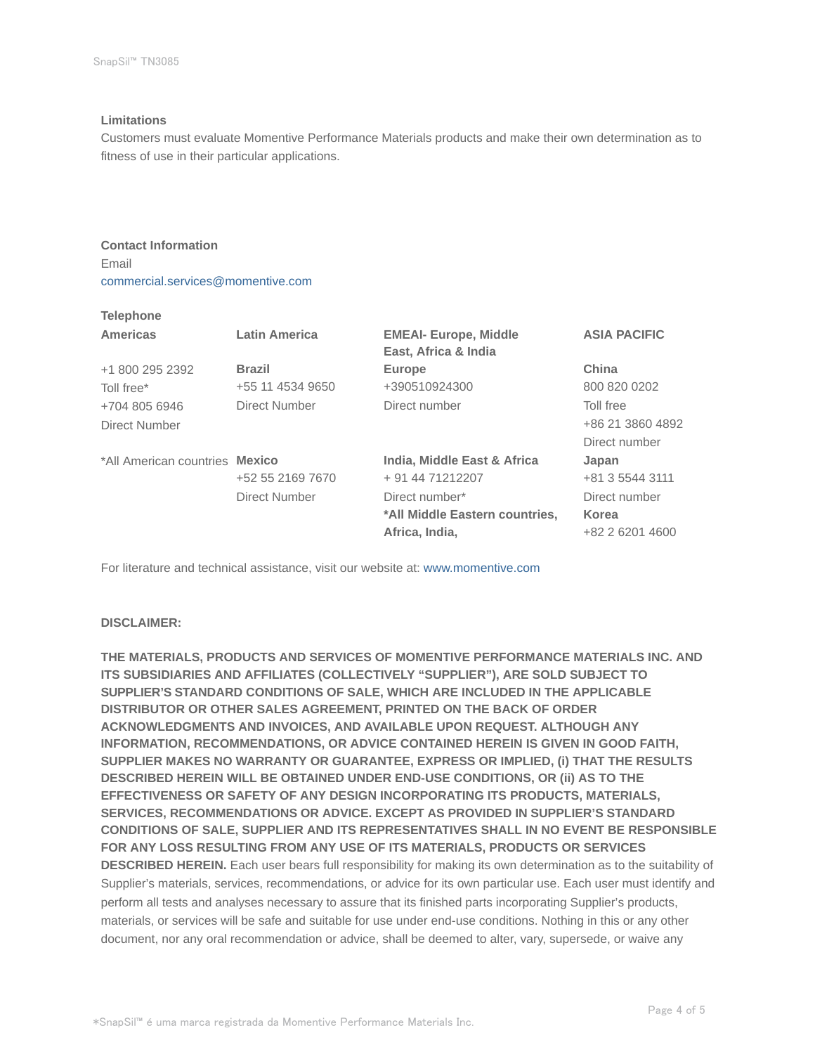**Limitations**

Customers must evaluate Momentive Performance Materials products and make their own determination as to fitness of use in their particular applications.

**Contact Information**

Email

commercial.services@momentive.com

**Telephone**

| **Americas** | **Latin America** | **EMEAI- Europe, Middle East, Africa & India** | **ASIA PACIFIC** |
|---|---|---|---|
| +1 800 295 2392<br>Toll free*<br>+704 805 6946<br>Direct Number | **Brazil**<br>+55 11 4534 9650<br>Direct Number | **Europe**<br>+390510924300<br>Direct number | **China**<br>800 820 0202<br>Toll free<br>+86 21 3860 4892<br>Direct number |
| *All American countries | **Mexico**<br>+52 55 2169 7670<br>Direct Number | **India, Middle East & Africa**<br>+ 91 44 71212207<br>Direct number*<br>**\*All Middle Eastern countries, Africa, India,** | **Japan**<br>+81 3 5544 3111<br>Direct number<br>**Korea**<br>+82 2 6201 4600 |

For literature and technical assistance, visit our website at: www.momentive.com

**DISCLAIMER:**

**THE MATERIALS, PRODUCTS AND SERVICES OF MOMENTIVE PERFORMANCE MATERIALS INC. AND ITS SUBSIDIARIES AND AFFILIATES (COLLECTIVELY "SUPPLIER"), ARE SOLD SUBJECT TO SUPPLIER'S STANDARD CONDITIONS OF SALE, WHICH ARE INCLUDED IN THE APPLICABLE DISTRIBUTOR OR OTHER SALES AGREEMENT, PRINTED ON THE BACK OF ORDER ACKNOWLEDGMENTS AND INVOICES, AND AVAILABLE UPON REQUEST. ALTHOUGH ANY INFORMATION, RECOMMENDATIONS, OR ADVICE CONTAINED HEREIN IS GIVEN IN GOOD FAITH, SUPPLIER MAKES NO WARRANTY OR GUARANTEE, EXPRESS OR IMPLIED, (i) THAT THE RESULTS DESCRIBED HEREIN WILL BE OBTAINED UNDER END-USE CONDITIONS, OR (ii) AS TO THE EFFECTIVENESS OR SAFETY OF ANY DESIGN INCORPORATING ITS PRODUCTS, MATERIALS, SERVICES, RECOMMENDATIONS OR ADVICE. EXCEPT AS PROVIDED IN SUPPLIER'S STANDARD CONDITIONS OF SALE, SUPPLIER AND ITS REPRESENTATIVES SHALL IN NO EVENT BE RESPONSIBLE FOR ANY LOSS RESULTING FROM ANY USE OF ITS MATERIALS, PRODUCTS OR SERVICES DESCRIBED HEREIN.** Each user bears full responsibility for making its own determination as to the suitability of Supplier's materials, services, recommendations, or advice for its own particular use. Each user must identify and perform all tests and analyses necessary to assure that its finished parts incorporating Supplier's products, materials, or services will be safe and suitable for use under end-use conditions. Nothing in this or any other document, nor any oral recommendation or advice, shall be deemed to alter, vary, supersede, or waive any

*SnapSil™ é uma marca registrada da Momentive Performance Materials Inc.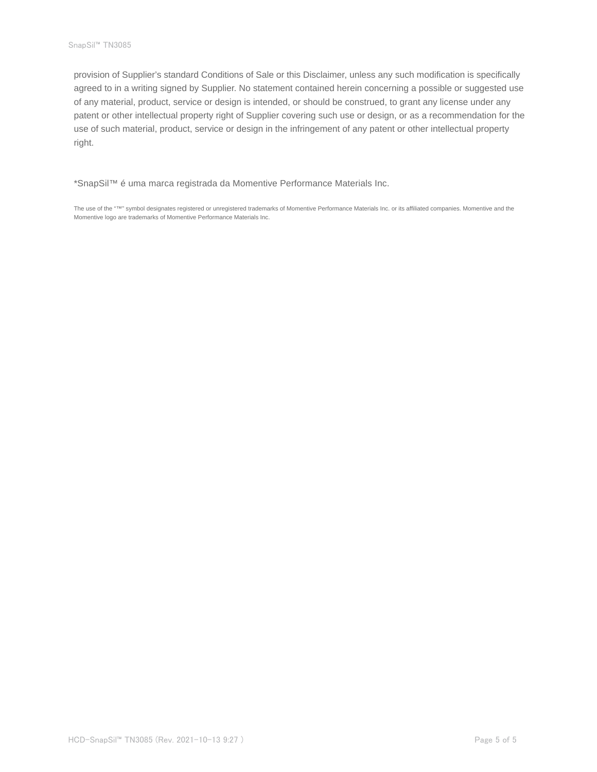provision of Supplier's standard Conditions of Sale or this Disclaimer, unless any such modification is specifically agreed to in a writing signed by Supplier. No statement contained herein concerning a possible or suggested use of any material, product, service or design is intended, or should be construed, to grant any license under any patent or other intellectual property right of Supplier covering such use or design, or as a recommendation for the use of such material, product, service or design in the infringement of any patent or other intellectual property right.

*SnapSil™ é uma marca registrada da Momentive Performance Materials Inc.

The use of the "™" symbol designates registered or unregistered trademarks of Momentive Performance Materials Inc. or its affiliated companies. Momentive and the Momentive logo are trademarks of Momentive Performance Materials Inc.